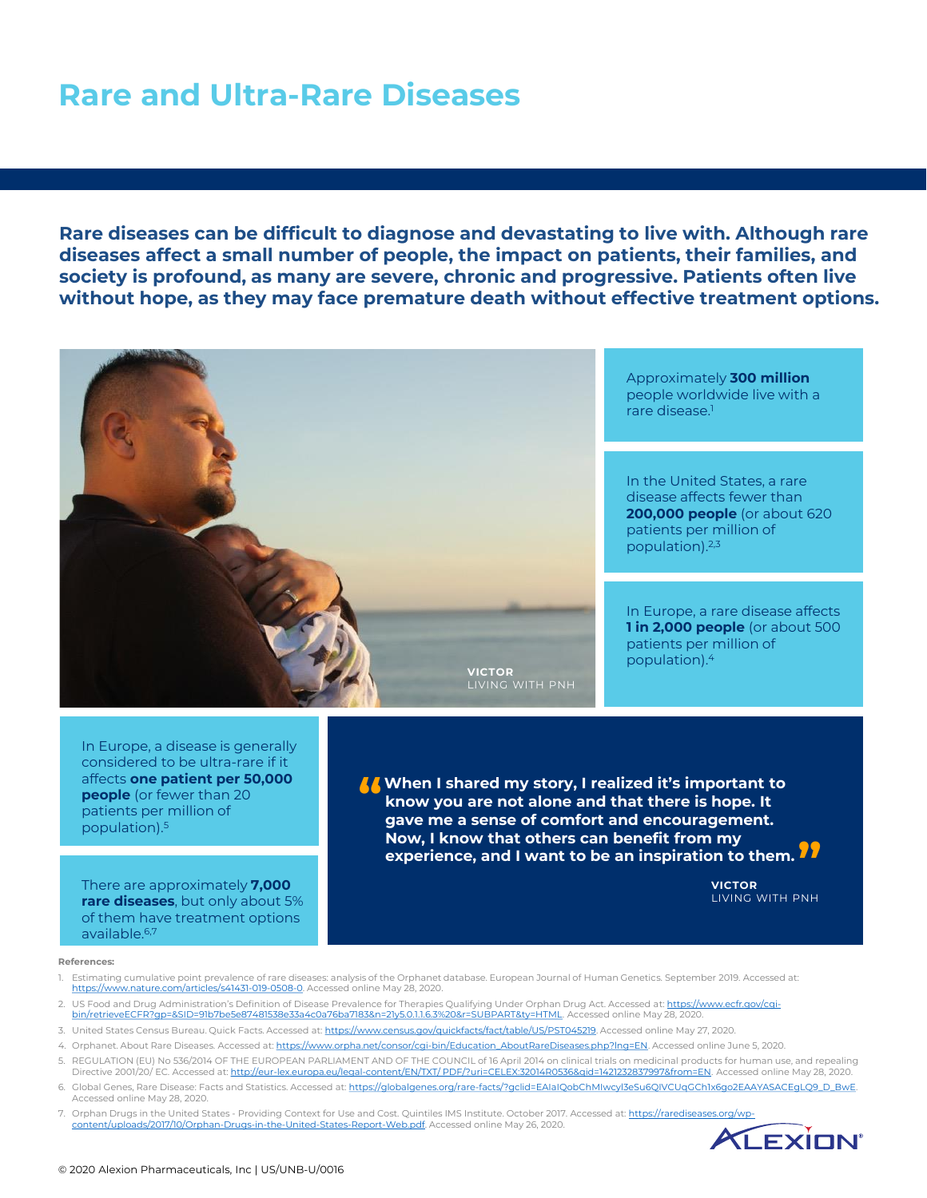# Rare and Ultra-Rare Diseases

**Rare diseases can be difficult to diagnose and devastating to live with. Although rare diseases affect a small number of people, the impact on patients, their families, and society is profound, as many are severe, chronic and progressive. Patients often live without hope, as they may face premature death without effective treatment options.**

**VICTOR**
LIVING WITH PNH

Approximately **300 million** people worldwide live with a rare disease.[1]

In the United States, a rare disease affects fewer than **200,000 people** (or about 620 patients per million of population).[2,3]

In Europe, a rare disease affects **1 in 2,000 people** (or about 500 patients per million of population).[4]

In Europe, a disease is generally considered to be ultra-rare if it affects **one patient per 50,000 people** (or fewer than 20 patients per million of population).[5]

There are approximately **7,000 rare diseases**, but only about 5% of them have treatment options available.[6,7]

> **"When I shared my story, I realized it's important to know you are not alone and that there is hope. It gave me a sense of comfort and encouragement. Now, I know that others can benefit from my experience, and I want to be an inspiration to them."**
>
> **VICTOR**
> LIVING WITH PNH

**References:**

1. Estimating cumulative point prevalence of rare diseases: analysis of the Orphanet database. European Journal of Human Genetics. September 2019. Accessed at: https://www.nature.com/articles/s41431-019-0508-0. Accessed online May 28, 2020.
2. US Food and Drug Administration's Definition of Disease Prevalence for Therapies Qualifying Under Orphan Drug Act. Accessed at: https://www.ecfr.gov/cgi-bin/retrieveECFR?gp=&SID=91b7be5e87481538e33a4c0a76ba7183&n=21y5.0.1.1.6.3%20&r=SUBPART&ty=HTML. Accessed online May 28, 2020.
3. United States Census Bureau. Quick Facts. Accessed at: https://www.census.gov/quickfacts/fact/table/US/PST045219. Accessed online May 27, 2020.
4. Orphanet. About Rare Diseases. Accessed at: https://www.orpha.net/consor/cgi-bin/Education_AboutRareDiseases.php?lng=EN. Accessed online June 5, 2020.
5. REGULATION (EU) No 536/2014 OF THE EUROPEAN PARLIAMENT AND OF THE COUNCIL of 16 April 2014 on clinical trials on medicinal products for human use, and repealing Directive 2001/20/ EC. Accessed at: http://eur-lex.europa.eu/legal-content/EN/TXT/ PDF/?uri=CELEX:32014R0536&qid=1421232837997&from=EN. Accessed online May 28, 2020.
6. Global Genes, Rare Disease: Facts and Statistics. Accessed at: https://globalgenes.org/rare-facts/?gclid=EAIaIQobChMIwcyl3eSu6QIVCUqGCh1x6go2EAAYASACEgLQ9_D_BwE. Accessed online May 28, 2020.
7. Orphan Drugs in the United States - Providing Context for Use and Cost. Quintiles IMS Institute. October 2017. Accessed at: https://rarediseases.org/wp-content/uploads/2017/10/Orphan-Drugs-in-the-United-States-Report-Web.pdf. Accessed online May 26, 2020.

ALEXION®

© 2020 Alexion Pharmaceuticals, Inc | US/UNB-U/0016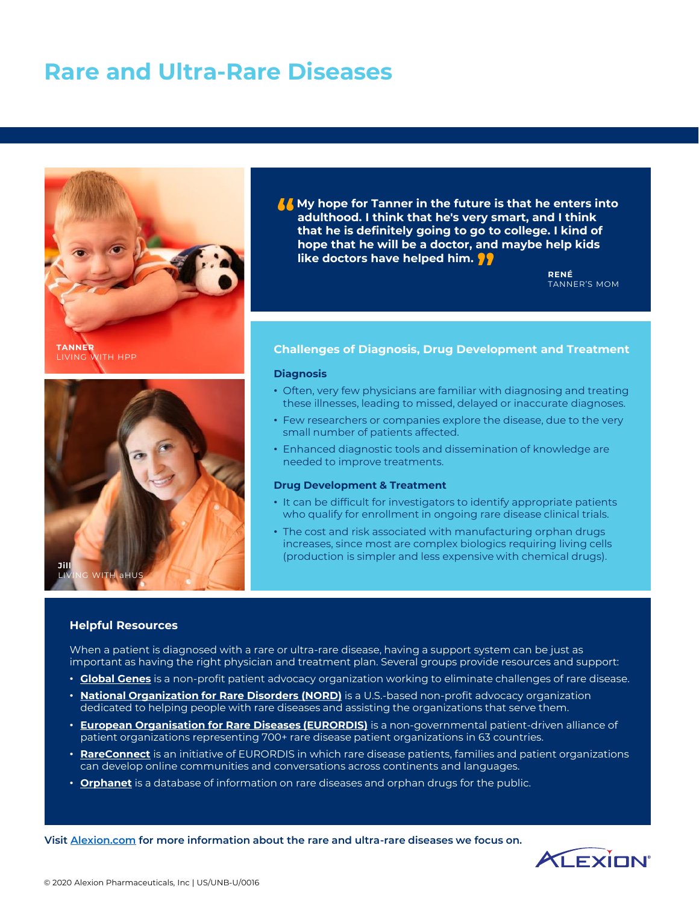# Rare and Ultra-Rare Diseases

TANNER
LIVING WITH HPP

Jill
LIVING WITH aHUS

> **"My hope for Tanner in the future is that he enters into adulthood. I think that he's very smart, and I think that he is definitely going to go to college. I kind of hope that he will be a doctor, and maybe help kids like doctors have helped him."**
>
> **RENÉ**
> TANNER'S MOM

## Challenges of Diagnosis, Drug Development and Treatment

### Diagnosis

- Often, very few physicians are familiar with diagnosing and treating these illnesses, leading to missed, delayed or inaccurate diagnoses.
- Few researchers or companies explore the disease, due to the very small number of patients affected.
- Enhanced diagnostic tools and dissemination of knowledge are needed to improve treatments.

### Drug Development & Treatment

- It can be difficult for investigators to identify appropriate patients who qualify for enrollment in ongoing rare disease clinical trials.
- The cost and risk associated with manufacturing orphan drugs increases, since most are complex biologics requiring living cells (production is simpler and less expensive with chemical drugs).

## Helpful Resources

When a patient is diagnosed with a rare or ultra-rare disease, having a support system can be just as important as having the right physician and treatment plan. Several groups provide resources and support:

- **Global Genes** is a non-profit patient advocacy organization working to eliminate challenges of rare disease.
- **National Organization for Rare Disorders (NORD)** is a U.S.-based non-profit advocacy organization dedicated to helping people with rare diseases and assisting the organizations that serve them.
- **European Organisation for Rare Diseases (EURORDIS)** is a non-governmental patient-driven alliance of patient organizations representing 700+ rare disease patient organizations in 63 countries.
- **RareConnect** is an initiative of EURORDIS in which rare disease patients, families and patient organizations can develop online communities and conversations across continents and languages.
- **Orphanet** is a database of information on rare diseases and orphan drugs for the public.

**Visit Alexion.com for more information about the rare and ultra-rare diseases we focus on.**

ALEXION®

© 2020 Alexion Pharmaceuticals, Inc | US/UNB-U/0016